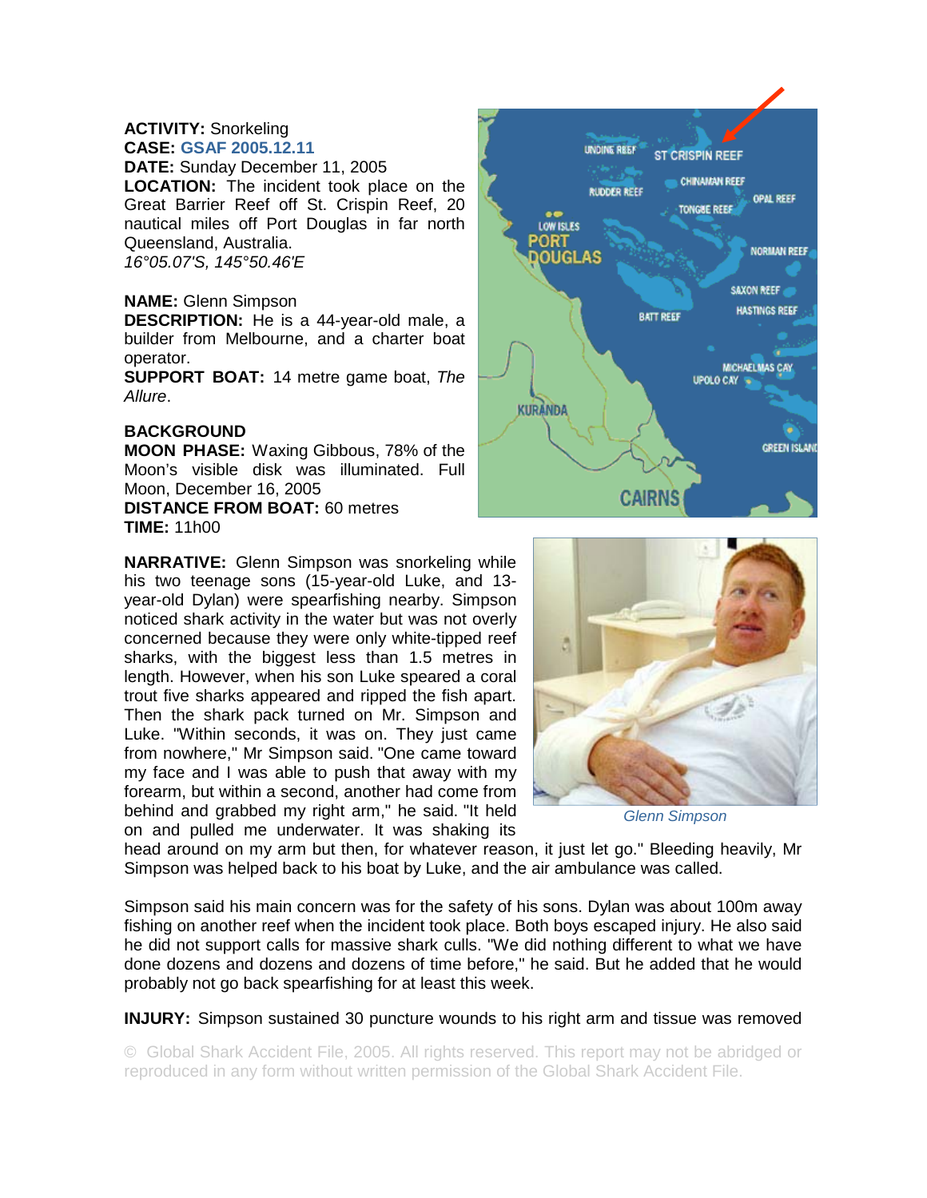**ACTIVITY:** Snorkeling
**CASE:** GSAF 2005.12.11
**DATE:** Sunday December 11, 2005
**LOCATION:** The incident took place on the Great Barrier Reef off St. Crispin Reef, 20 nautical miles off Port Douglas in far north Queensland, Australia.
*16°05.07'S, 145°50.46'E*

**NAME:** Glenn Simpson
**DESCRIPTION:** He is a 44-year-old male, a builder from Melbourne, and a charter boat operator.
**SUPPORT BOAT:** 14 metre game boat, *The Allure*.

**BACKGROUND**
**MOON PHASE:** Waxing Gibbous, 78% of the Moon's visible disk was illuminated. Full Moon, December 16, 2005
**DISTANCE FROM BOAT:** 60 metres
**TIME:** 11h00

**NARRATIVE:** Glenn Simpson was snorkeling while his two teenage sons (15-year-old Luke, and 13-year-old Dylan) were spearfishing nearby. Simpson noticed shark activity in the water but was not overly concerned because they were only white-tipped reef sharks, with the biggest less than 1.5 metres in length. However, when his son Luke speared a coral trout five sharks appeared and ripped the fish apart. Then the shark pack turned on Mr. Simpson and Luke. "Within seconds, it was on. They just came from nowhere," Mr Simpson said. "One came toward my face and I was able to push that away with my forearm, but within a second, another had come from behind and grabbed my right arm," he said. "It held on and pulled me underwater. It was shaking its head around on my arm but then, for whatever reason, it just let go." Bleeding heavily, Mr Simpson was helped back to his boat by Luke, and the air ambulance was called.

*Glenn Simpson*

Simpson said his main concern was for the safety of his sons. Dylan was about 100m away fishing on another reef when the incident took place. Both boys escaped injury. He also said he did not support calls for massive shark culls. "We did nothing different to what we have done dozens and dozens and dozens of time before," he said. But he added that he would probably not go back spearfishing for at least this week.

**INJURY:** Simpson sustained 30 puncture wounds to his right arm and tissue was removed

© Global Shark Accident File, 2005. All rights reserved. This report may not be abridged or reproduced in any form without written permission of the Global Shark Accident File.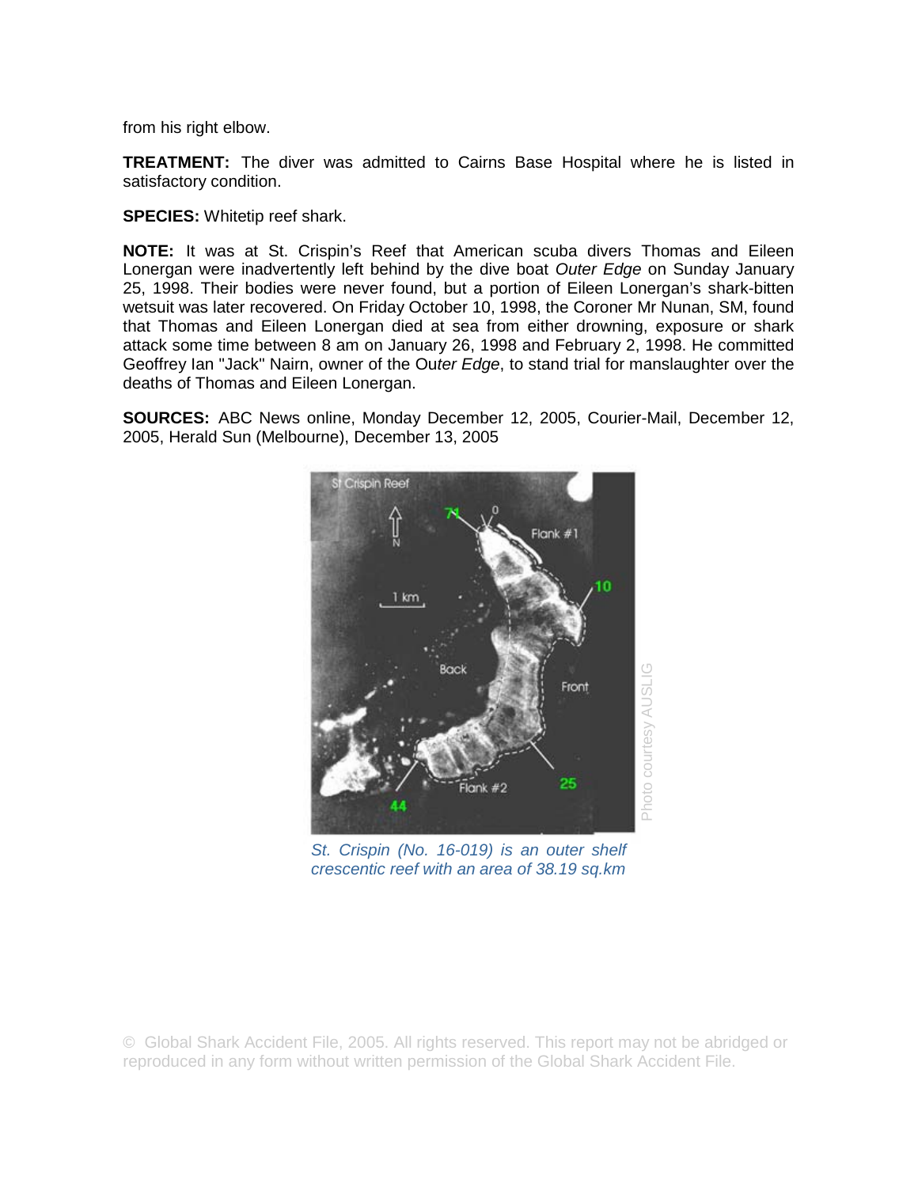from his right elbow.

**TREATMENT:** The diver was admitted to Cairns Base Hospital where he is listed in satisfactory condition.

**SPECIES:** Whitetip reef shark.

**NOTE:** It was at St. Crispin's Reef that American scuba divers Thomas and Eileen Lonergan were inadvertently left behind by the dive boat *Outer Edge* on Sunday January 25, 1998. Their bodies were never found, but a portion of Eileen Lonergan's shark-bitten wetsuit was later recovered. On Friday October 10, 1998, the Coroner Mr Nunan, SM, found that Thomas and Eileen Lonergan died at sea from either drowning, exposure or shark attack some time between 8 am on January 26, 1998 and February 2, 1998. He committed Geoffrey Ian "Jack" Nairn, owner of the *Outer Edge*, to stand trial for manslaughter over the deaths of Thomas and Eileen Lonergan.

**SOURCES:** ABC News online, Monday December 12, 2005, Courier-Mail, December 12, 2005, Herald Sun (Melbourne), December 13, 2005

*St. Crispin (No. 16-019) is an outer shelf crescentic reef with an area of 38.19 sq.km*